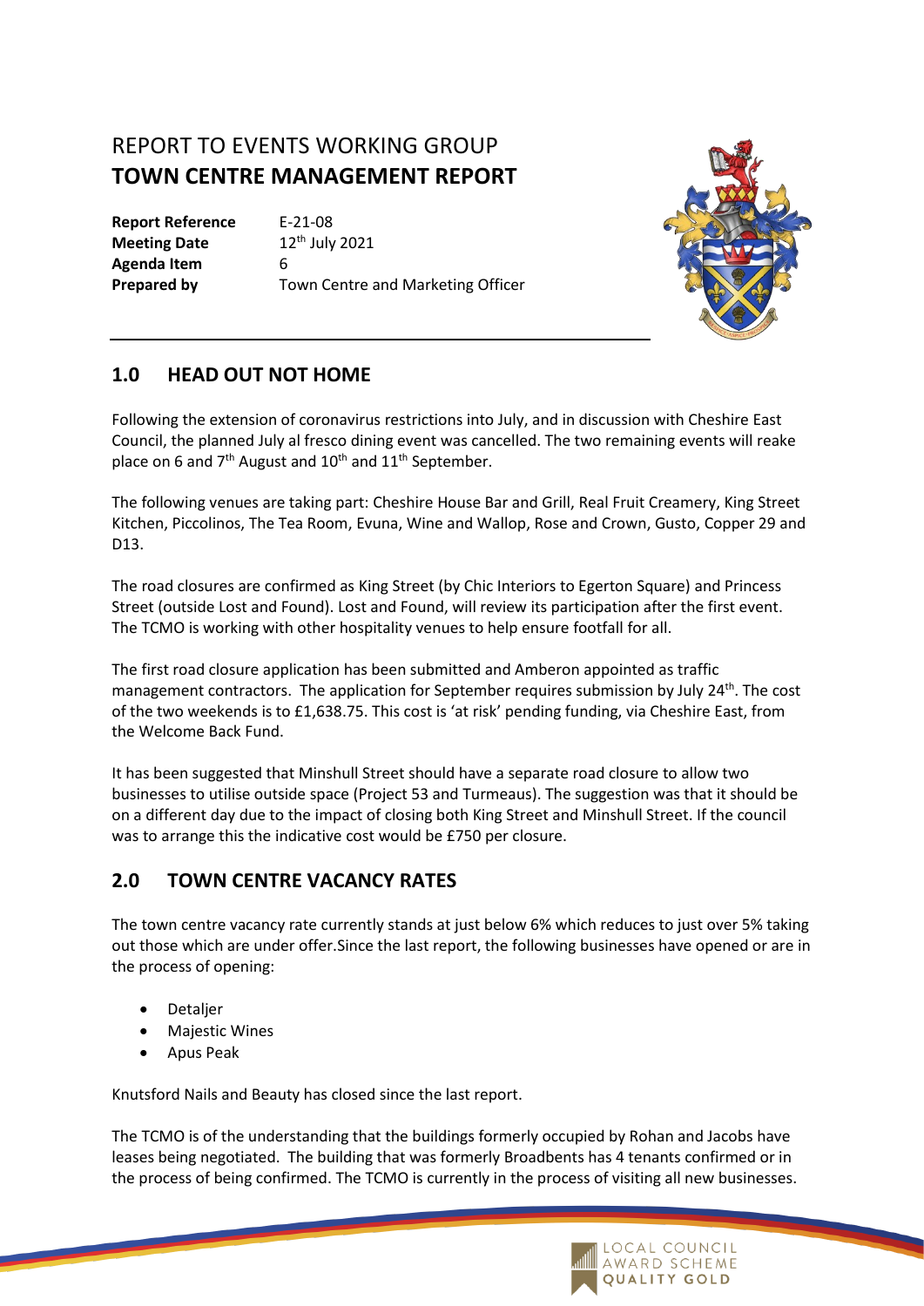# REPORT TO EVENTS WORKING GROUP
# TOWN CENTRE MANAGEMENT REPORT

| | |
|---|---|
| **Report Reference** | E-21-08 |
| **Meeting Date** | 12th July 2021 |
| **Agenda Item** | 6 |
| **Prepared by** | Town Centre and Marketing Officer |

## 1.0 HEAD OUT NOT HOME

Following the extension of coronavirus restrictions into July, and in discussion with Cheshire East Council, the planned July al fresco dining event was cancelled. The two remaining events will reake place on 6 and 7th August and 10th and 11th September.

The following venues are taking part: Cheshire House Bar and Grill, Real Fruit Creamery, King Street Kitchen, Piccolinos, The Tea Room, Evuna, Wine and Wallop, Rose and Crown, Gusto, Copper 29 and D13.

The road closures are confirmed as King Street (by Chic Interiors to Egerton Square) and Princess Street (outside Lost and Found). Lost and Found, will review its participation after the first event. The TCMO is working with other hospitality venues to help ensure footfall for all.

The first road closure application has been submitted and Amberon appointed as traffic management contractors. The application for September requires submission by July 24th. The cost of the two weekends is to £1,638.75. This cost is 'at risk' pending funding, via Cheshire East, from the Welcome Back Fund.

It has been suggested that Minshull Street should have a separate road closure to allow two businesses to utilise outside space (Project 53 and Turmeaus). The suggestion was that it should be on a different day due to the impact of closing both King Street and Minshull Street. If the council was to arrange this the indicative cost would be £750 per closure.

## 2.0 TOWN CENTRE VACANCY RATES

The town centre vacancy rate currently stands at just below 6% which reduces to just over 5% taking out those which are under offer.Since the last report, the following businesses have opened or are in the process of opening:

- Detaljer
- Majestic Wines
- Apus Peak

Knutsford Nails and Beauty has closed since the last report.

The TCMO is of the understanding that the buildings formerly occupied by Rohan and Jacobs have leases being negotiated. The building that was formerly Broadbents has 4 tenants confirmed or in the process of being confirmed. The TCMO is currently in the process of visiting all new businesses.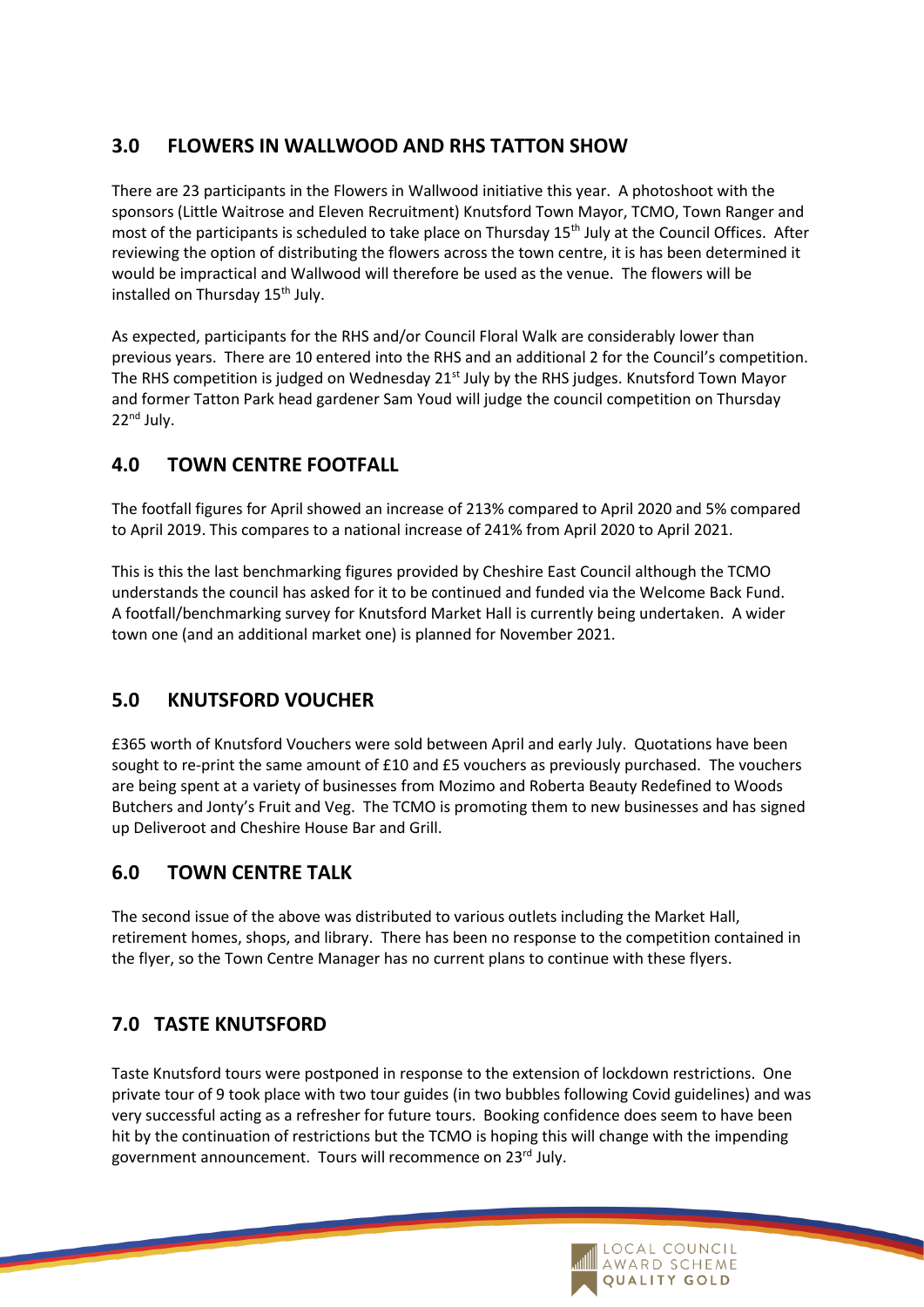## 3.0 FLOWERS IN WALLWOOD AND RHS TATTON SHOW

There are 23 participants in the Flowers in Wallwood initiative this year. A photoshoot with the sponsors (Little Waitrose and Eleven Recruitment) Knutsford Town Mayor, TCMO, Town Ranger and most of the participants is scheduled to take place on Thursday 15th July at the Council Offices. After reviewing the option of distributing the flowers across the town centre, it is has been determined it would be impractical and Wallwood will therefore be used as the venue. The flowers will be installed on Thursday 15th July.

As expected, participants for the RHS and/or Council Floral Walk are considerably lower than previous years. There are 10 entered into the RHS and an additional 2 for the Council's competition. The RHS competition is judged on Wednesday 21st July by the RHS judges. Knutsford Town Mayor and former Tatton Park head gardener Sam Youd will judge the council competition on Thursday 22nd July.

## 4.0 TOWN CENTRE FOOTFALL

The footfall figures for April showed an increase of 213% compared to April 2020 and 5% compared to April 2019. This compares to a national increase of 241% from April 2020 to April 2021.

This is this the last benchmarking figures provided by Cheshire East Council although the TCMO understands the council has asked for it to be continued and funded via the Welcome Back Fund. A footfall/benchmarking survey for Knutsford Market Hall is currently being undertaken. A wider town one (and an additional market one) is planned for November 2021.

## 5.0 KNUTSFORD VOUCHER

£365 worth of Knutsford Vouchers were sold between April and early July. Quotations have been sought to re-print the same amount of £10 and £5 vouchers as previously purchased. The vouchers are being spent at a variety of businesses from Mozimo and Roberta Beauty Redefined to Woods Butchers and Jonty's Fruit and Veg. The TCMO is promoting them to new businesses and has signed up Deliveroot and Cheshire House Bar and Grill.

## 6.0 TOWN CENTRE TALK

The second issue of the above was distributed to various outlets including the Market Hall, retirement homes, shops, and library. There has been no response to the competition contained in the flyer, so the Town Centre Manager has no current plans to continue with these flyers.

## 7.0 TASTE KNUTSFORD

Taste Knutsford tours were postponed in response to the extension of lockdown restrictions. One private tour of 9 took place with two tour guides (in two bubbles following Covid guidelines) and was very successful acting as a refresher for future tours. Booking confidence does seem to have been hit by the continuation of restrictions but the TCMO is hoping this will change with the impending government announcement. Tours will recommence on 23rd July.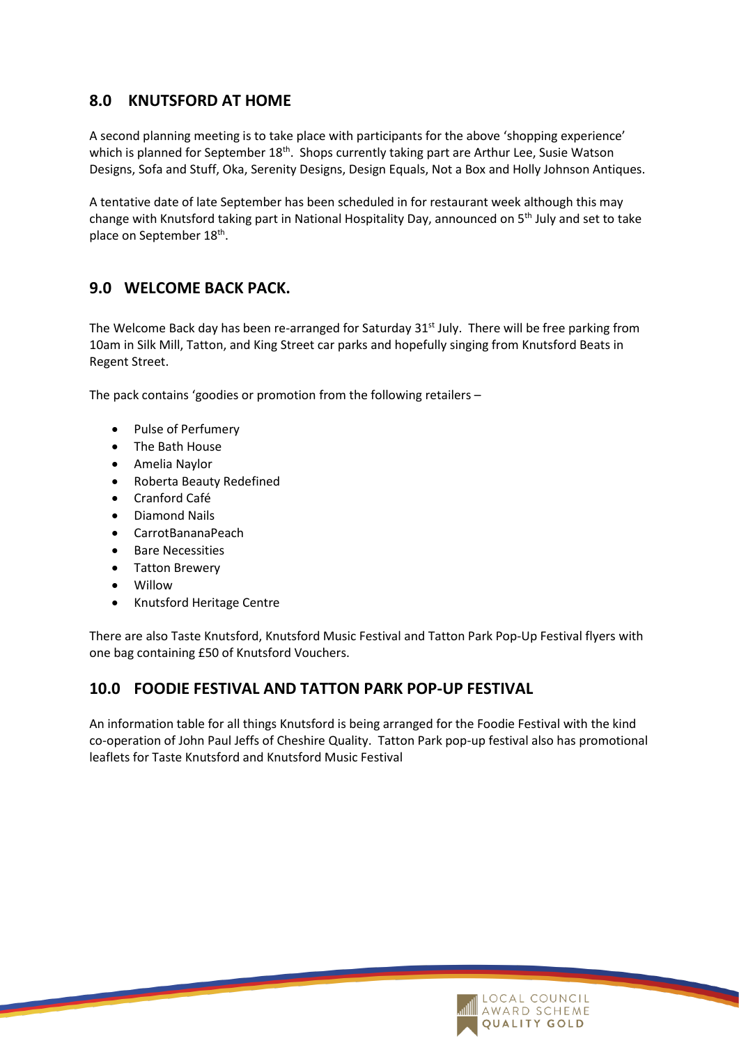## 8.0 KNUTSFORD AT HOME

A second planning meeting is to take place with participants for the above 'shopping experience' which is planned for September 18th. Shops currently taking part are Arthur Lee, Susie Watson Designs, Sofa and Stuff, Oka, Serenity Designs, Design Equals, Not a Box and Holly Johnson Antiques.

A tentative date of late September has been scheduled in for restaurant week although this may change with Knutsford taking part in National Hospitality Day, announced on 5th July and set to take place on September 18th.

## 9.0 WELCOME BACK PACK.

The Welcome Back day has been re-arranged for Saturday 31st July. There will be free parking from 10am in Silk Mill, Tatton, and King Street car parks and hopefully singing from Knutsford Beats in Regent Street.

The pack contains 'goodies or promotion from the following retailers –

- Pulse of Perfumery
- The Bath House
- Amelia Naylor
- Roberta Beauty Redefined
- Cranford Café
- Diamond Nails
- CarrotBananaPeach
- Bare Necessities
- Tatton Brewery
- Willow
- Knutsford Heritage Centre

There are also Taste Knutsford, Knutsford Music Festival and Tatton Park Pop-Up Festival flyers with one bag containing £50 of Knutsford Vouchers.

## 10.0 FOODIE FESTIVAL AND TATTON PARK POP-UP FESTIVAL

An information table for all things Knutsford is being arranged for the Foodie Festival with the kind co-operation of John Paul Jeffs of Cheshire Quality. Tatton Park pop-up festival also has promotional leaflets for Taste Knutsford and Knutsford Music Festival